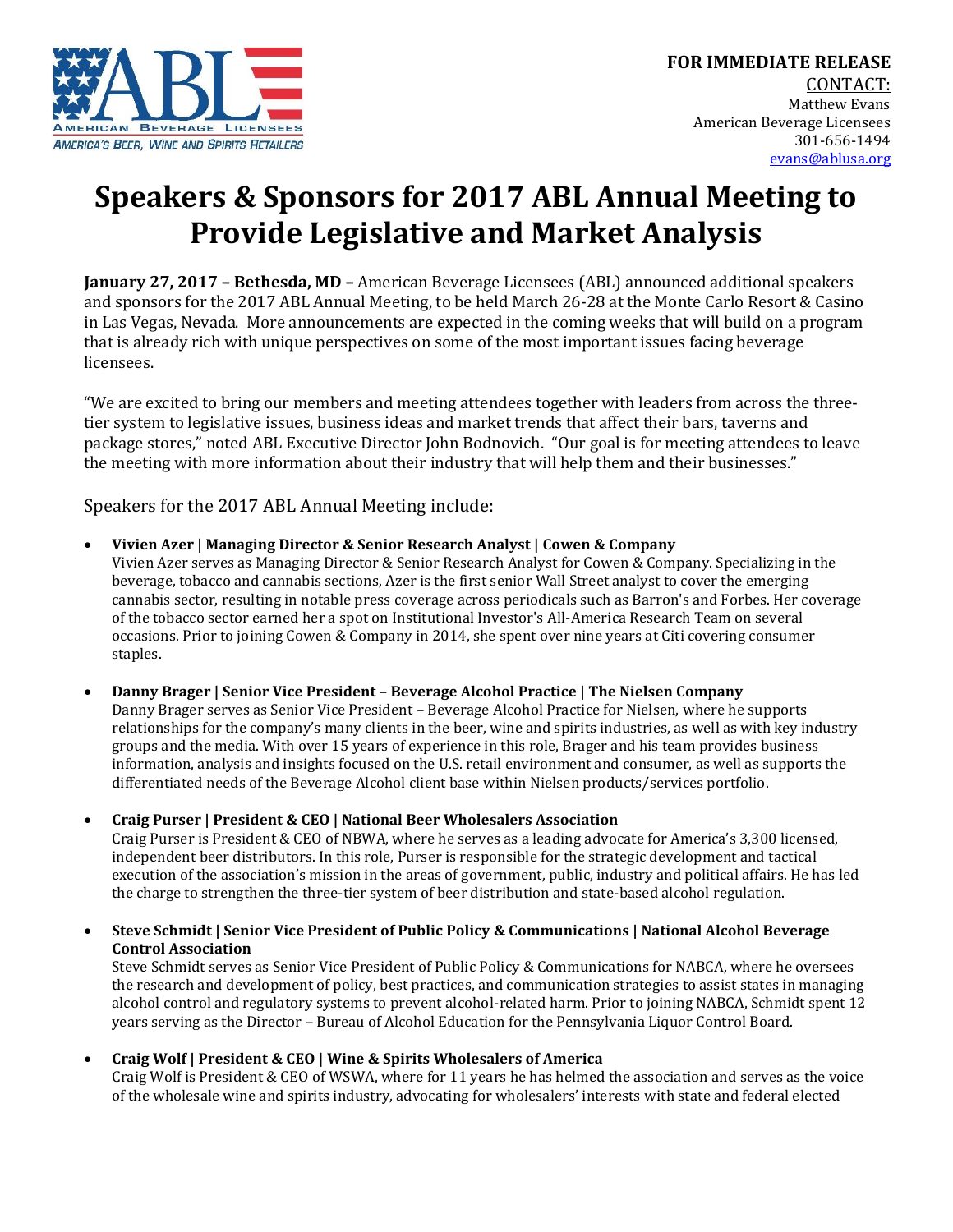AMERICAN BEVERAGE LICENSEES
*AMERICA'S BEER, WINE AND SPIRITS RETAILERS*

**FOR IMMEDIATE RELEASE**
CONTACT:
Matthew Evans
American Beverage Licensees
301-656-1494
evans@ablusa.org

# Speakers & Sponsors for 2017 ABL Annual Meeting to Provide Legislative and Market Analysis

**January 27, 2017 – Bethesda, MD –** American Beverage Licensees (ABL) announced additional speakers and sponsors for the 2017 ABL Annual Meeting, to be held March 26-28 at the Monte Carlo Resort & Casino in Las Vegas, Nevada. More announcements are expected in the coming weeks that will build on a program that is already rich with unique perspectives on some of the most important issues facing beverage licensees.

"We are excited to bring our members and meeting attendees together with leaders from across the three-tier system to legislative issues, business ideas and market trends that affect their bars, taverns and package stores," noted ABL Executive Director John Bodnovich. "Our goal is for meeting attendees to leave the meeting with more information about their industry that will help them and their businesses."

Speakers for the 2017 ABL Annual Meeting include:

- **Vivien Azer | Managing Director & Senior Research Analyst | Cowen & Company**
  Vivien Azer serves as Managing Director & Senior Research Analyst for Cowen & Company. Specializing in the beverage, tobacco and cannabis sections, Azer is the first senior Wall Street analyst to cover the emerging cannabis sector, resulting in notable press coverage across periodicals such as Barron's and Forbes. Her coverage of the tobacco sector earned her a spot on Institutional Investor's All-America Research Team on several occasions. Prior to joining Cowen & Company in 2014, she spent over nine years at Citi covering consumer staples.

- **Danny Brager | Senior Vice President – Beverage Alcohol Practice | The Nielsen Company**
  Danny Brager serves as Senior Vice President – Beverage Alcohol Practice for Nielsen, where he supports relationships for the company's many clients in the beer, wine and spirits industries, as well as with key industry groups and the media. With over 15 years of experience in this role, Brager and his team provides business information, analysis and insights focused on the U.S. retail environment and consumer, as well as supports the differentiated needs of the Beverage Alcohol client base within Nielsen products/services portfolio.

- **Craig Purser | President & CEO | National Beer Wholesalers Association**
  Craig Purser is President & CEO of NBWA, where he serves as a leading advocate for America's 3,300 licensed, independent beer distributors. In this role, Purser is responsible for the strategic development and tactical execution of the association's mission in the areas of government, public, industry and political affairs. He has led the charge to strengthen the three-tier system of beer distribution and state-based alcohol regulation.

- **Steve Schmidt | Senior Vice President of Public Policy & Communications | National Alcohol Beverage Control Association**
  Steve Schmidt serves as Senior Vice President of Public Policy & Communications for NABCA, where he oversees the research and development of policy, best practices, and communication strategies to assist states in managing alcohol control and regulatory systems to prevent alcohol-related harm. Prior to joining NABCA, Schmidt spent 12 years serving as the Director – Bureau of Alcohol Education for the Pennsylvania Liquor Control Board.

- **Craig Wolf | President & CEO | Wine & Spirits Wholesalers of America**
  Craig Wolf is President & CEO of WSWA, where for 11 years he has helmed the association and serves as the voice of the wholesale wine and spirits industry, advocating for wholesalers' interests with state and federal elected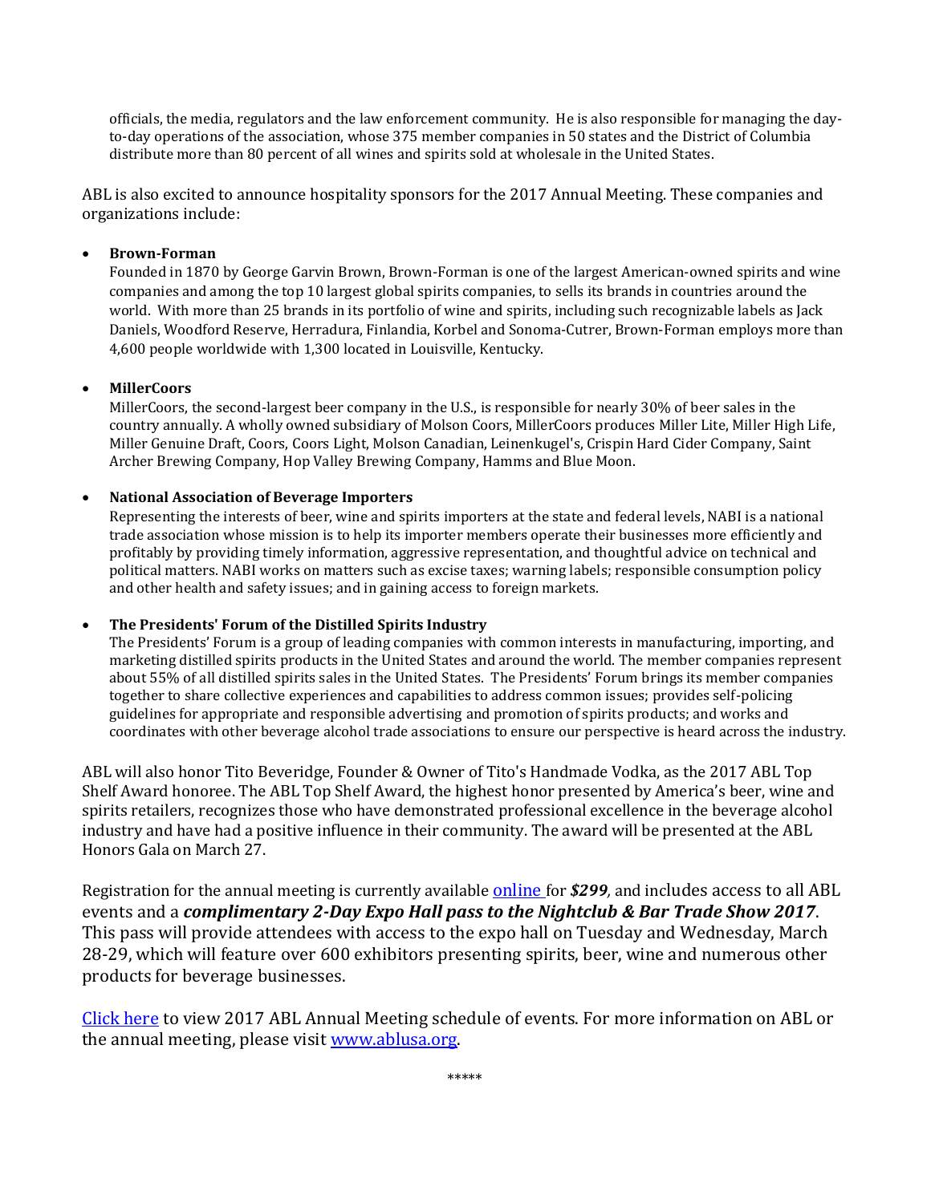officials, the media, regulators and the law enforcement community. He is also responsible for managing the day-to-day operations of the association, whose 375 member companies in 50 states and the District of Columbia distribute more than 80 percent of all wines and spirits sold at wholesale in the United States.

ABL is also excited to announce hospitality sponsors for the 2017 Annual Meeting. These companies and organizations include:

- **Brown-Forman**
  Founded in 1870 by George Garvin Brown, Brown-Forman is one of the largest American-owned spirits and wine companies and among the top 10 largest global spirits companies, to sells its brands in countries around the world. With more than 25 brands in its portfolio of wine and spirits, including such recognizable labels as Jack Daniels, Woodford Reserve, Herradura, Finlandia, Korbel and Sonoma-Cutrer, Brown-Forman employs more than 4,600 people worldwide with 1,300 located in Louisville, Kentucky.

- **MillerCoors**
  MillerCoors, the second-largest beer company in the U.S., is responsible for nearly 30% of beer sales in the country annually. A wholly owned subsidiary of Molson Coors, MillerCoors produces Miller Lite, Miller High Life, Miller Genuine Draft, Coors, Coors Light, Molson Canadian, Leinenkugel's, Crispin Hard Cider Company, Saint Archer Brewing Company, Hop Valley Brewing Company, Hamms and Blue Moon.

- **National Association of Beverage Importers**
  Representing the interests of beer, wine and spirits importers at the state and federal levels, NABI is a national trade association whose mission is to help its importer members operate their businesses more efficiently and profitably by providing timely information, aggressive representation, and thoughtful advice on technical and political matters. NABI works on matters such as excise taxes; warning labels; responsible consumption policy and other health and safety issues; and in gaining access to foreign markets.

- **The Presidents' Forum of the Distilled Spirits Industry**
  The Presidents' Forum is a group of leading companies with common interests in manufacturing, importing, and marketing distilled spirits products in the United States and around the world. The member companies represent about 55% of all distilled spirits sales in the United States. The Presidents' Forum brings its member companies together to share collective experiences and capabilities to address common issues; provides self-policing guidelines for appropriate and responsible advertising and promotion of spirits products; and works and coordinates with other beverage alcohol trade associations to ensure our perspective is heard across the industry.

ABL will also honor Tito Beveridge, Founder & Owner of Tito's Handmade Vodka, as the 2017 ABL Top Shelf Award honoree. The ABL Top Shelf Award, the highest honor presented by America's beer, wine and spirits retailers, recognizes those who have demonstrated professional excellence in the beverage alcohol industry and have had a positive influence in their community. The award will be presented at the ABL Honors Gala on March 27.

Registration for the annual meeting is currently available online for ***$299****,* and includes access to all ABL events and a ***complimentary 2-Day Expo Hall pass to the Nightclub & Bar Trade Show 2017***. This pass will provide attendees with access to the expo hall on Tuesday and Wednesday, March 28-29, which will feature over 600 exhibitors presenting spirits, beer, wine and numerous other products for beverage businesses.

Click here to view 2017 ABL Annual Meeting schedule of events. For more information on ABL or the annual meeting, please visit www.ablusa.org.

\*\*\*\*\*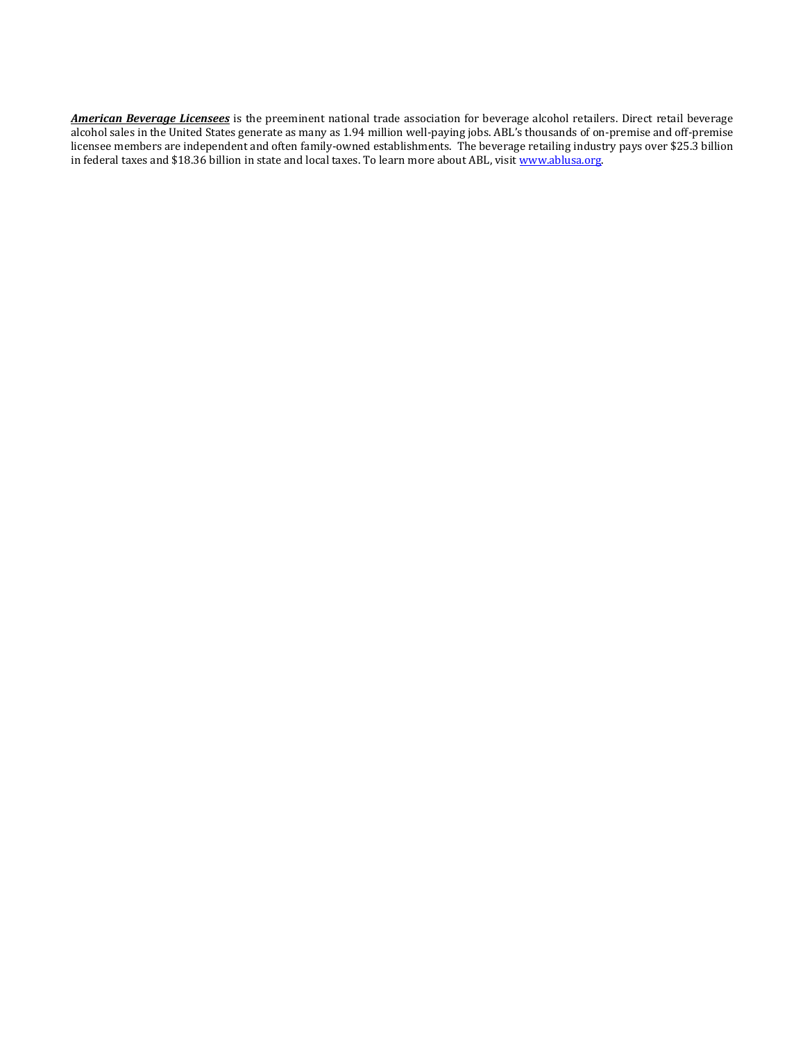***American Beverage Licensees*** is the preeminent national trade association for beverage alcohol retailers. Direct retail beverage alcohol sales in the United States generate as many as 1.94 million well-paying jobs. ABL's thousands of on-premise and off-premise licensee members are independent and often family-owned establishments. The beverage retailing industry pays over $25.3 billion in federal taxes and $18.36 billion in state and local taxes. To learn more about ABL, visit www.ablusa.org.